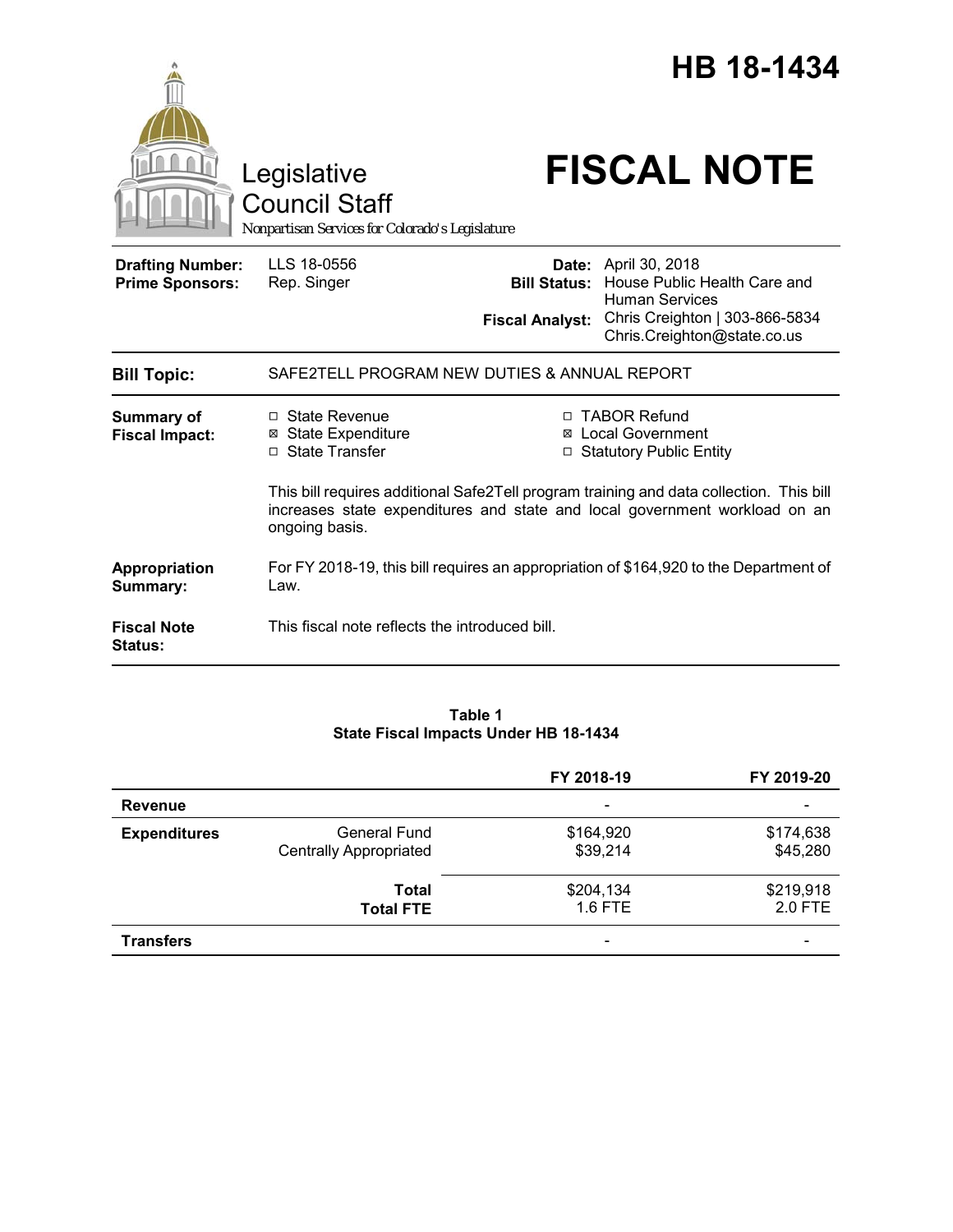# HB 18-1434

Legislative Council Staff

*Nonpartisan Services for Colorado's Legislature*

# FISCAL NOTE

| | | | |
|---|---|---|---|
| **Drafting Number:** | LLS 18-0556 | **Date:** | April 30, 2018 |
| **Prime Sponsors:** | Rep. Singer | **Bill Status:** | House Public Health Care and Human Services |
| | | **Fiscal Analyst:** | Chris Creighton \| 303-866-5834 Chris.Creighton@state.co.us |

| | |
|---|---|
| **Bill Topic:** | SAFE2TELL PROGRAM NEW DUTIES & ANNUAL REPORT |
| **Summary of Fiscal Impact:** | ☐ State Revenue ☒ State Expenditure ☐ State Transfer ☐ TABOR Refund ☒ Local Government ☐ Statutory Public Entity<br><br>This bill requires additional Safe2Tell program training and data collection. This bill increases state expenditures and state and local government workload on an ongoing basis. |
| **Appropriation Summary:** | For FY 2018-19, this bill requires an appropriation of $164,920 to the Department of Law. |
| **Fiscal Note Status:** | This fiscal note reflects the introduced bill. |

**Table 1**
**State Fiscal Impacts Under HB 18-1434**

| | | FY 2018-19 | FY 2019-20 |
|---|---|---|---|
| **Revenue** | | - | - |
| **Expenditures** | General Fund | $164,920 | $174,638 |
| | Centrally Appropriated | $39,214 | $45,280 |
| | **Total** | $204,134 | $219,918 |
| | **Total FTE** | 1.6 FTE | 2.0 FTE |
| **Transfers** | | - | - |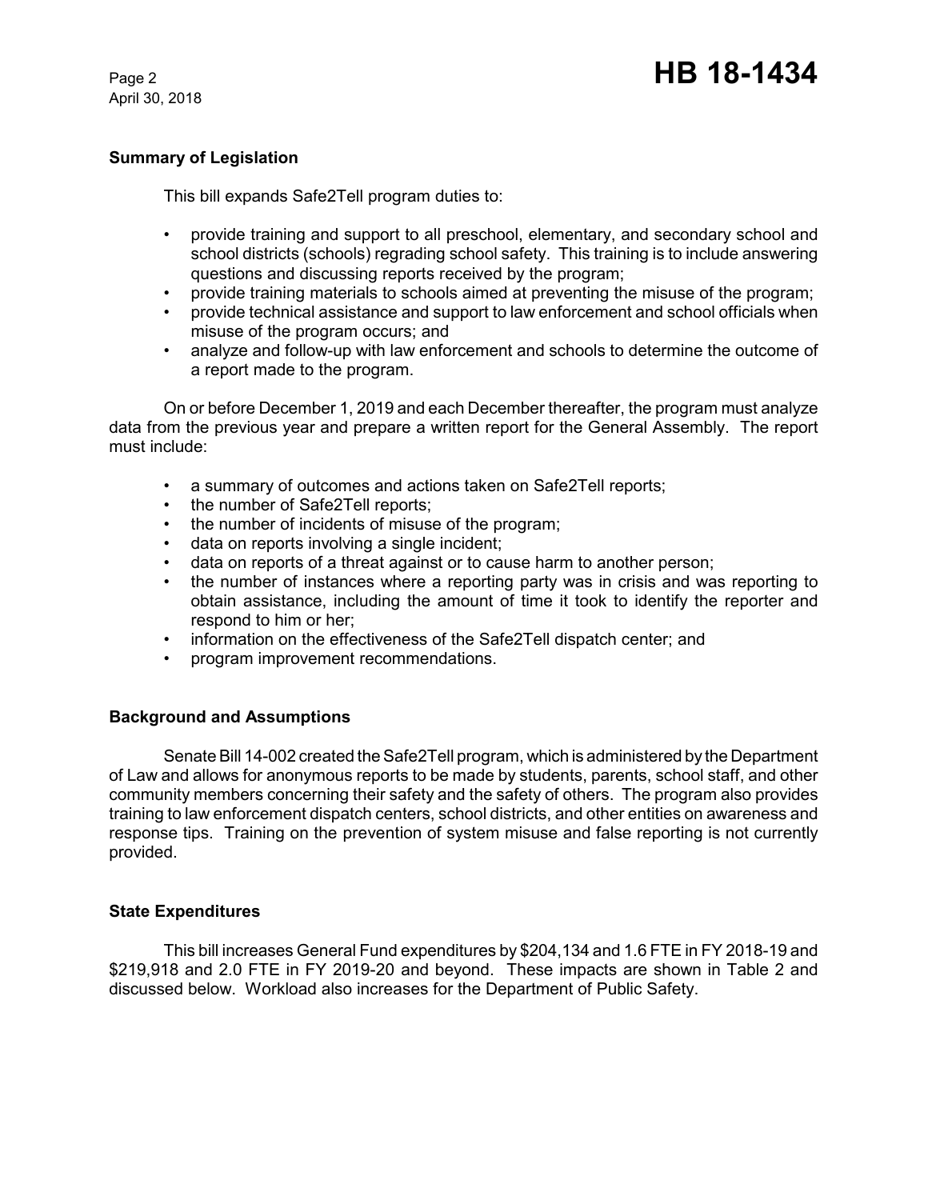## Summary of Legislation

This bill expands Safe2Tell program duties to:

- provide training and support to all preschool, elementary, and secondary school and school districts (schools) regrading school safety. This training is to include answering questions and discussing reports received by the program;
- provide training materials to schools aimed at preventing the misuse of the program;
- provide technical assistance and support to law enforcement and school officials when misuse of the program occurs; and
- analyze and follow-up with law enforcement and schools to determine the outcome of a report made to the program.

On or before December 1, 2019 and each December thereafter, the program must analyze data from the previous year and prepare a written report for the General Assembly. The report must include:

- a summary of outcomes and actions taken on Safe2Tell reports;
- the number of Safe2Tell reports;
- the number of incidents of misuse of the program;
- data on reports involving a single incident;
- data on reports of a threat against or to cause harm to another person;
- the number of instances where a reporting party was in crisis and was reporting to obtain assistance, including the amount of time it took to identify the reporter and respond to him or her;
- information on the effectiveness of the Safe2Tell dispatch center; and
- program improvement recommendations.

## Background and Assumptions

Senate Bill 14-002 created the Safe2Tell program, which is administered by the Department of Law and allows for anonymous reports to be made by students, parents, school staff, and other community members concerning their safety and the safety of others. The program also provides training to law enforcement dispatch centers, school districts, and other entities on awareness and response tips. Training on the prevention of system misuse and false reporting is not currently provided.

## State Expenditures

This bill increases General Fund expenditures by $204,134 and 1.6 FTE in FY 2018-19 and $219,918 and 2.0 FTE in FY 2019-20 and beyond. These impacts are shown in Table 2 and discussed below. Workload also increases for the Department of Public Safety.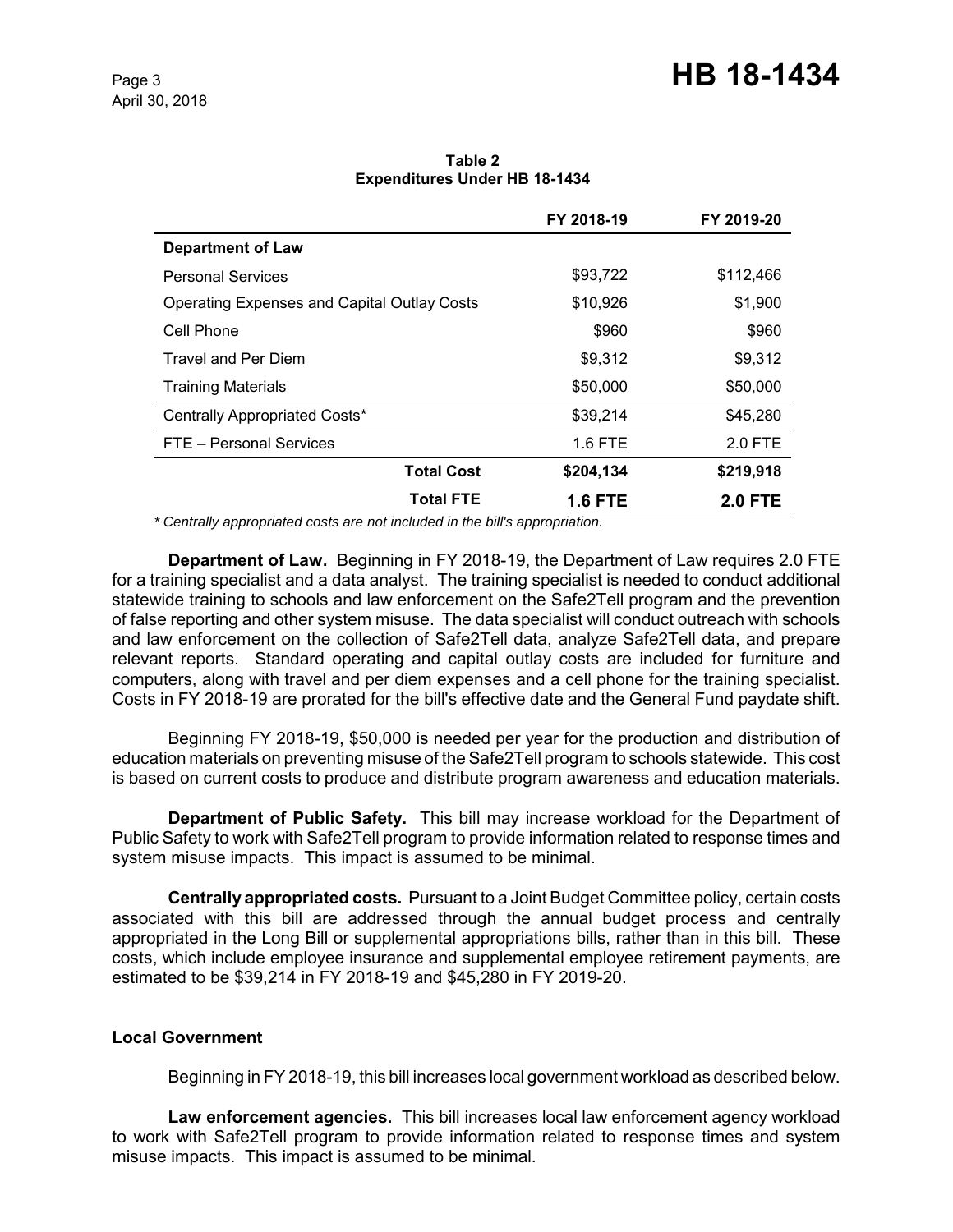**Table 2**
**Expenditures Under HB 18-1434**

| | FY 2018-19 | FY 2019-20 |
|---|---|---|
| **Department of Law** | | |
| Personal Services | $93,722 | $112,466 |
| Operating Expenses and Capital Outlay Costs | $10,926 | $1,900 |
| Cell Phone | $960 | $960 |
| Travel and Per Diem | $9,312 | $9,312 |
| Training Materials | $50,000 | $50,000 |
| Centrally Appropriated Costs* | $39,214 | $45,280 |
| FTE – Personal Services | 1.6 FTE | 2.0 FTE |
| **Total Cost** | **$204,134** | **$219,918** |
| **Total FTE** | **1.6 FTE** | **2.0 FTE** |

*\* Centrally appropriated costs are not included in the bill's appropriation.*

**Department of Law.** Beginning in FY 2018-19, the Department of Law requires 2.0 FTE for a training specialist and a data analyst. The training specialist is needed to conduct additional statewide training to schools and law enforcement on the Safe2Tell program and the prevention of false reporting and other system misuse. The data specialist will conduct outreach with schools and law enforcement on the collection of Safe2Tell data, analyze Safe2Tell data, and prepare relevant reports. Standard operating and capital outlay costs are included for furniture and computers, along with travel and per diem expenses and a cell phone for the training specialist. Costs in FY 2018-19 are prorated for the bill's effective date and the General Fund paydate shift.

Beginning FY 2018-19, $50,000 is needed per year for the production and distribution of education materials on preventing misuse of the Safe2Tell program to schools statewide. This cost is based on current costs to produce and distribute program awareness and education materials.

**Department of Public Safety.** This bill may increase workload for the Department of Public Safety to work with Safe2Tell program to provide information related to response times and system misuse impacts. This impact is assumed to be minimal.

**Centrally appropriated costs.** Pursuant to a Joint Budget Committee policy, certain costs associated with this bill are addressed through the annual budget process and centrally appropriated in the Long Bill or supplemental appropriations bills, rather than in this bill. These costs, which include employee insurance and supplemental employee retirement payments, are estimated to be $39,214 in FY 2018-19 and $45,280 in FY 2019-20.

### Local Government

Beginning in FY 2018-19, this bill increases local government workload as described below.

**Law enforcement agencies.** This bill increases local law enforcement agency workload to work with Safe2Tell program to provide information related to response times and system misuse impacts. This impact is assumed to be minimal.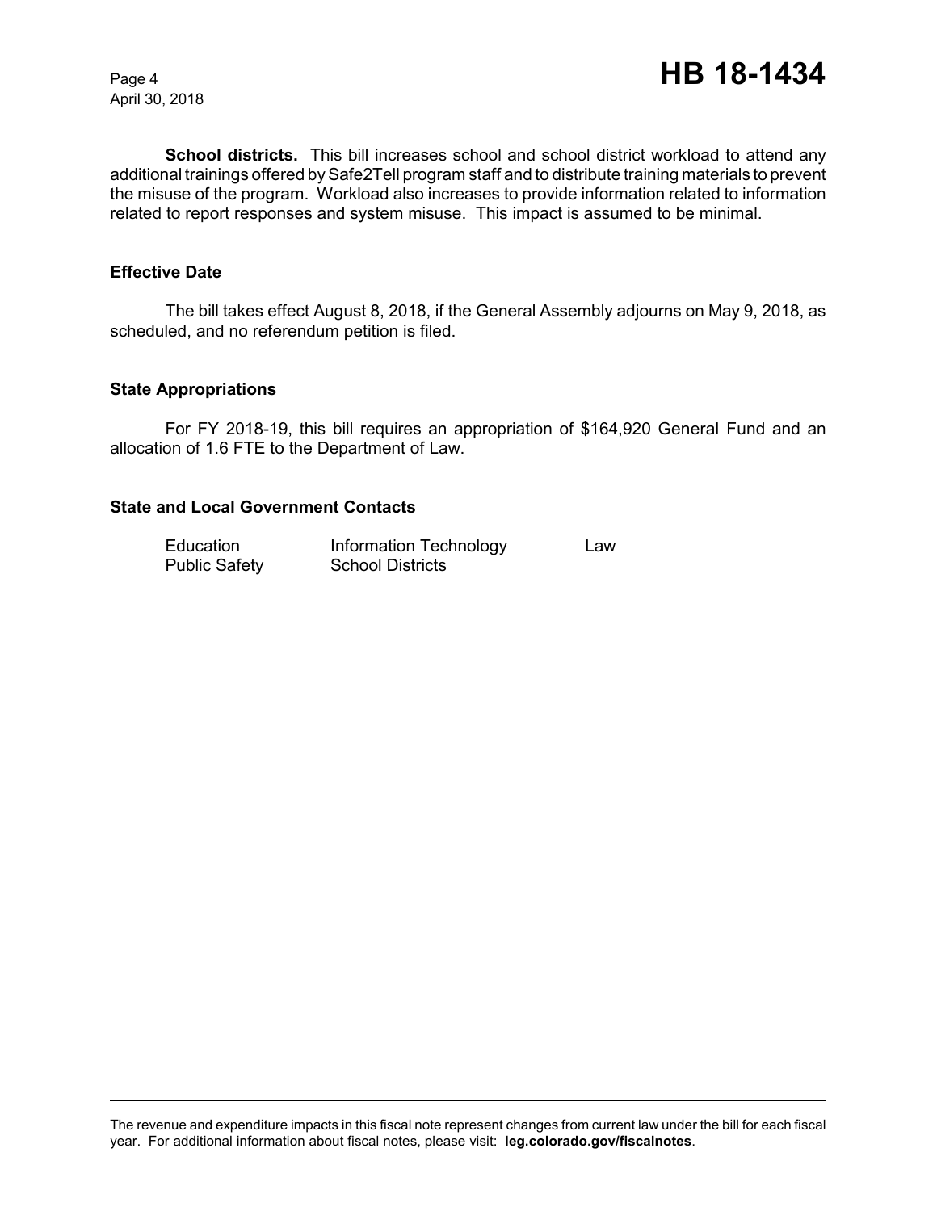**School districts.** This bill increases school and school district workload to attend any additional trainings offered by Safe2Tell program staff and to distribute training materials to prevent the misuse of the program. Workload also increases to provide information related to information related to report responses and system misuse. This impact is assumed to be minimal.

### Effective Date

The bill takes effect August 8, 2018, if the General Assembly adjourns on May 9, 2018, as scheduled, and no referendum petition is filed.

### State Appropriations

For FY 2018-19, this bill requires an appropriation of $164,920 General Fund and an allocation of 1.6 FTE to the Department of Law.

### State and Local Government Contacts

| | | |
|---|---|---|
| Education | Information Technology | Law |
| Public Safety | School Districts | |

The revenue and expenditure impacts in this fiscal note represent changes from current law under the bill for each fiscal year. For additional information about fiscal notes, please visit: **leg.colorado.gov/fiscalnotes**.